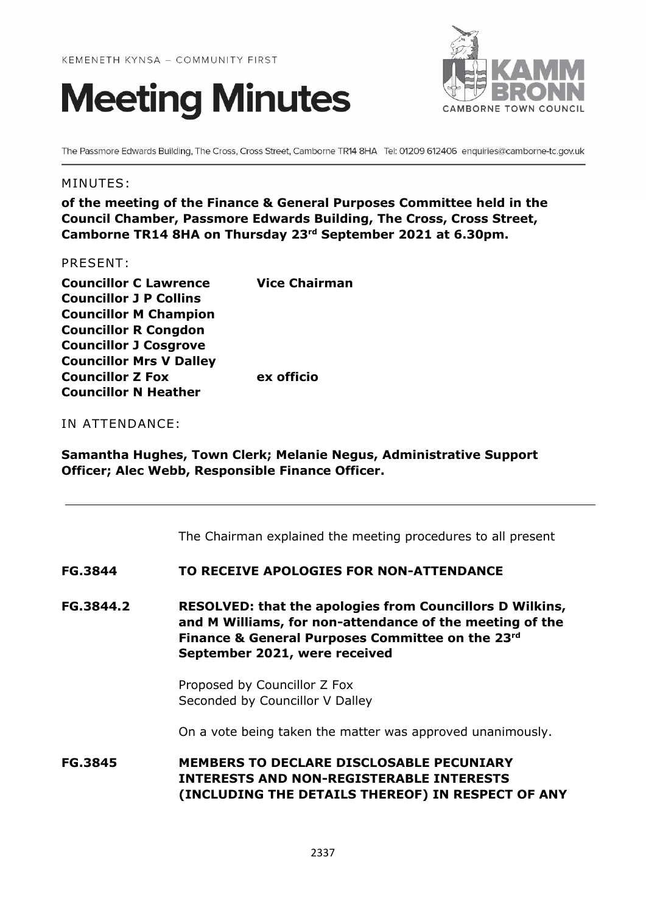KEMENETH KYNSA – COMMUNITY FIRST

# Meeting Minutes

KAMM BRONN
CAMBORNE TOWN COUNCIL

The Passmore Edwards Building, The Cross, Cross Street, Camborne TR14 8HA Tel: 01209 612406 enquiries@camborne-tc.gov.uk

MINUTES:

**of the meeting of the Finance & General Purposes Committee held in the Council Chamber, Passmore Edwards Building, The Cross, Cross Street, Camborne TR14 8HA on Thursday 23rd September 2021 at 6.30pm.**

PRESENT:

| | |
|---|---|
| **Councillor C Lawrence** | **Vice Chairman** |
| **Councillor J P Collins** | |
| **Councillor M Champion** | |
| **Councillor R Congdon** | |
| **Councillor J Cosgrove** | |
| **Councillor Mrs V Dalley** | |
| **Councillor Z Fox** | **ex officio** |
| **Councillor N Heather** | |

IN ATTENDANCE:

**Samantha Hughes, Town Clerk; Melanie Negus, Administrative Support Officer; Alec Webb, Responsible Finance Officer.**

---

The Chairman explained the meeting procedures to all present

**FG.3844 TO RECEIVE APOLOGIES FOR NON-ATTENDANCE**

**FG.3844.2 RESOLVED: that the apologies from Councillors D Wilkins, and M Williams, for non-attendance of the meeting of the Finance & General Purposes Committee on the 23rd September 2021, were received**

Proposed by Councillor Z Fox
Seconded by Councillor V Dalley

On a vote being taken the matter was approved unanimously.

**FG.3845 MEMBERS TO DECLARE DISCLOSABLE PECUNIARY INTERESTS AND NON-REGISTERABLE INTERESTS (INCLUDING THE DETAILS THEREOF) IN RESPECT OF ANY**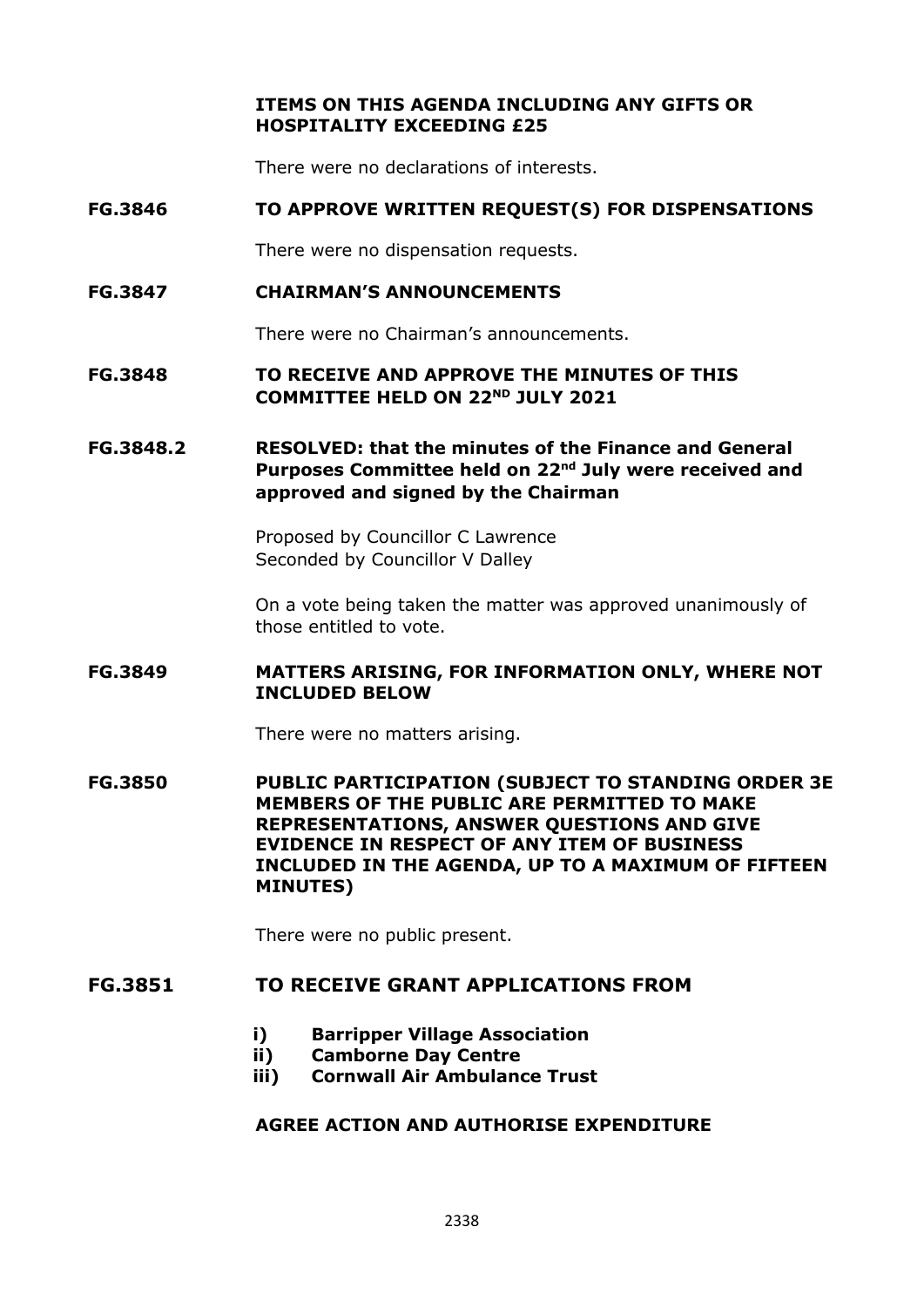**ITEMS ON THIS AGENDA INCLUDING ANY GIFTS OR HOSPITALITY EXCEEDING £25**

There were no declarations of interests.

**FG.3846 TO APPROVE WRITTEN REQUEST(S) FOR DISPENSATIONS**

There were no dispensation requests.

**FG.3847 CHAIRMAN'S ANNOUNCEMENTS**

There were no Chairman's announcements.

**FG.3848 TO RECEIVE AND APPROVE THE MINUTES OF THIS COMMITTEE HELD ON 22ND JULY 2021**

**FG.3848.2 RESOLVED: that the minutes of the Finance and General Purposes Committee held on 22nd July were received and approved and signed by the Chairman**

Proposed by Councillor C Lawrence
Seconded by Councillor V Dalley

On a vote being taken the matter was approved unanimously of those entitled to vote.

**FG.3849 MATTERS ARISING, FOR INFORMATION ONLY, WHERE NOT INCLUDED BELOW**

There were no matters arising.

**FG.3850 PUBLIC PARTICIPATION (SUBJECT TO STANDING ORDER 3E MEMBERS OF THE PUBLIC ARE PERMITTED TO MAKE REPRESENTATIONS, ANSWER QUESTIONS AND GIVE EVIDENCE IN RESPECT OF ANY ITEM OF BUSINESS INCLUDED IN THE AGENDA, UP TO A MAXIMUM OF FIFTEEN MINUTES)**

There were no public present.

**FG.3851 TO RECEIVE GRANT APPLICATIONS FROM**

- **i) Barripper Village Association**
- **ii) Camborne Day Centre**
- **iii) Cornwall Air Ambulance Trust**

**AGREE ACTION AND AUTHORISE EXPENDITURE**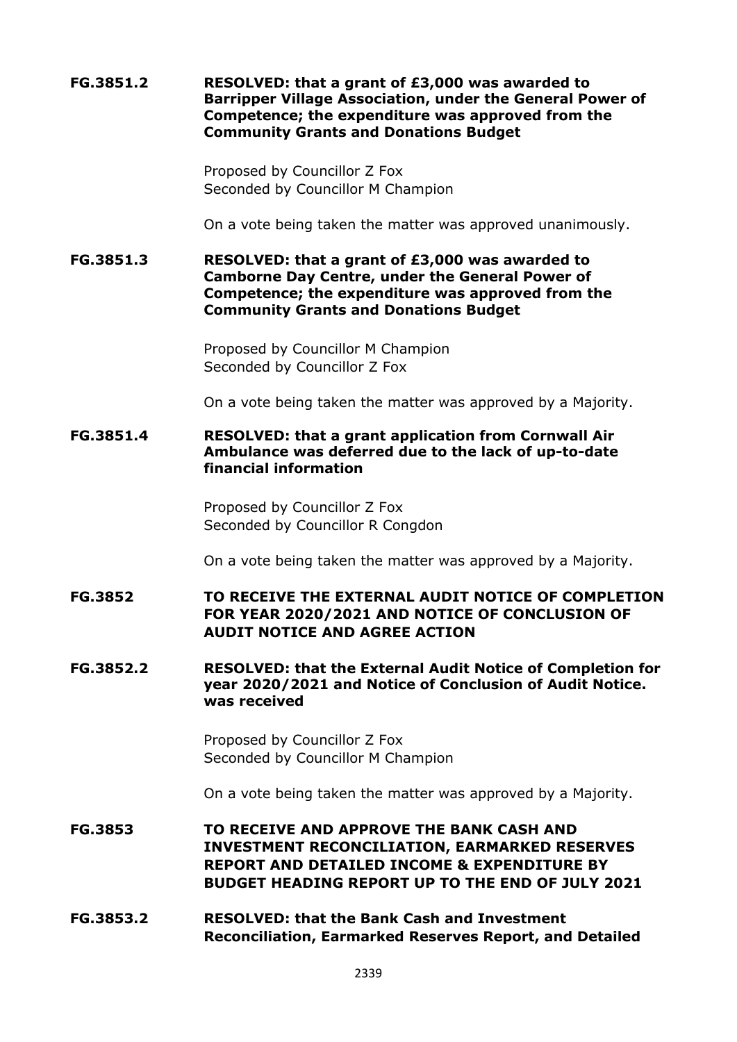**FG.3851.2 RESOLVED: that a grant of £3,000 was awarded to Barripper Village Association, under the General Power of Competence; the expenditure was approved from the Community Grants and Donations Budget**

Proposed by Councillor Z Fox
Seconded by Councillor M Champion

On a vote being taken the matter was approved unanimously.

**FG.3851.3 RESOLVED: that a grant of £3,000 was awarded to Camborne Day Centre, under the General Power of Competence; the expenditure was approved from the Community Grants and Donations Budget**

Proposed by Councillor M Champion
Seconded by Councillor Z Fox

On a vote being taken the matter was approved by a Majority.

**FG.3851.4 RESOLVED: that a grant application from Cornwall Air Ambulance was deferred due to the lack of up-to-date financial information**

Proposed by Councillor Z Fox
Seconded by Councillor R Congdon

On a vote being taken the matter was approved by a Majority.

**FG.3852 TO RECEIVE THE EXTERNAL AUDIT NOTICE OF COMPLETION FOR YEAR 2020/2021 AND NOTICE OF CONCLUSION OF AUDIT NOTICE AND AGREE ACTION**

**FG.3852.2 RESOLVED: that the External Audit Notice of Completion for year 2020/2021 and Notice of Conclusion of Audit Notice. was received**

Proposed by Councillor Z Fox
Seconded by Councillor M Champion

On a vote being taken the matter was approved by a Majority.

**FG.3853 TO RECEIVE AND APPROVE THE BANK CASH AND INVESTMENT RECONCILIATION, EARMARKED RESERVES REPORT AND DETAILED INCOME & EXPENDITURE BY BUDGET HEADING REPORT UP TO THE END OF JULY 2021**

**FG.3853.2 RESOLVED: that the Bank Cash and Investment Reconciliation, Earmarked Reserves Report, and Detailed**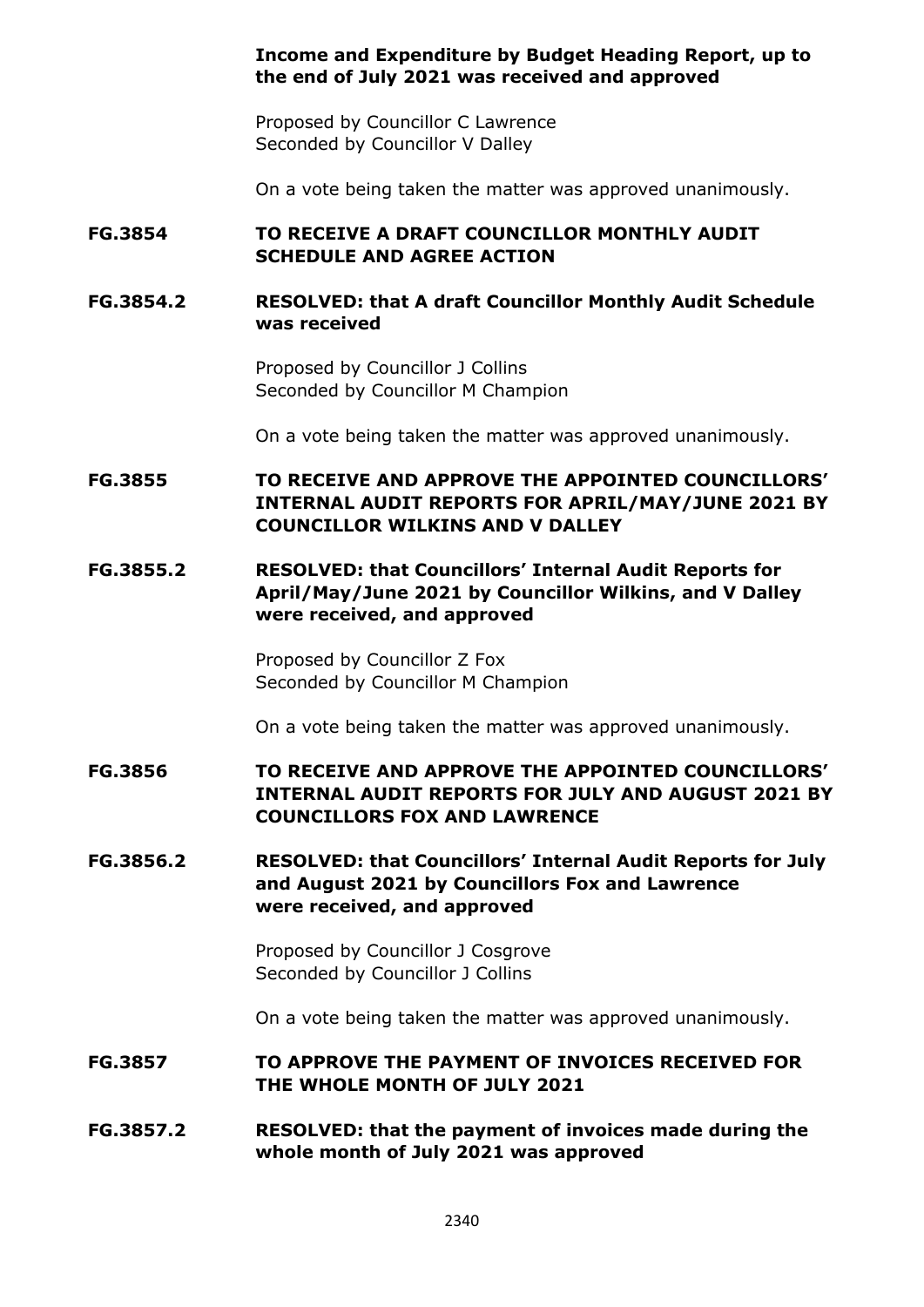**Income and Expenditure by Budget Heading Report, up to the end of July 2021 was received and approved**

Proposed by Councillor C Lawrence
Seconded by Councillor V Dalley

On a vote being taken the matter was approved unanimously.

**FG.3854 TO RECEIVE A DRAFT COUNCILLOR MONTHLY AUDIT SCHEDULE AND AGREE ACTION**

**FG.3854.2 RESOLVED: that A draft Councillor Monthly Audit Schedule was received**

Proposed by Councillor J Collins
Seconded by Councillor M Champion

On a vote being taken the matter was approved unanimously.

**FG.3855 TO RECEIVE AND APPROVE THE APPOINTED COUNCILLORS' INTERNAL AUDIT REPORTS FOR APRIL/MAY/JUNE 2021 BY COUNCILLOR WILKINS AND V DALLEY**

**FG.3855.2 RESOLVED: that Councillors' Internal Audit Reports for April/May/June 2021 by Councillor Wilkins, and V Dalley were received, and approved**

Proposed by Councillor Z Fox
Seconded by Councillor M Champion

On a vote being taken the matter was approved unanimously.

**FG.3856 TO RECEIVE AND APPROVE THE APPOINTED COUNCILLORS' INTERNAL AUDIT REPORTS FOR JULY AND AUGUST 2021 BY COUNCILLORS FOX AND LAWRENCE**

**FG.3856.2 RESOLVED: that Councillors' Internal Audit Reports for July and August 2021 by Councillors Fox and Lawrence were received, and approved**

Proposed by Councillor J Cosgrove
Seconded by Councillor J Collins

On a vote being taken the matter was approved unanimously.

**FG.3857 TO APPROVE THE PAYMENT OF INVOICES RECEIVED FOR THE WHOLE MONTH OF JULY 2021**

**FG.3857.2 RESOLVED: that the payment of invoices made during the whole month of July 2021 was approved**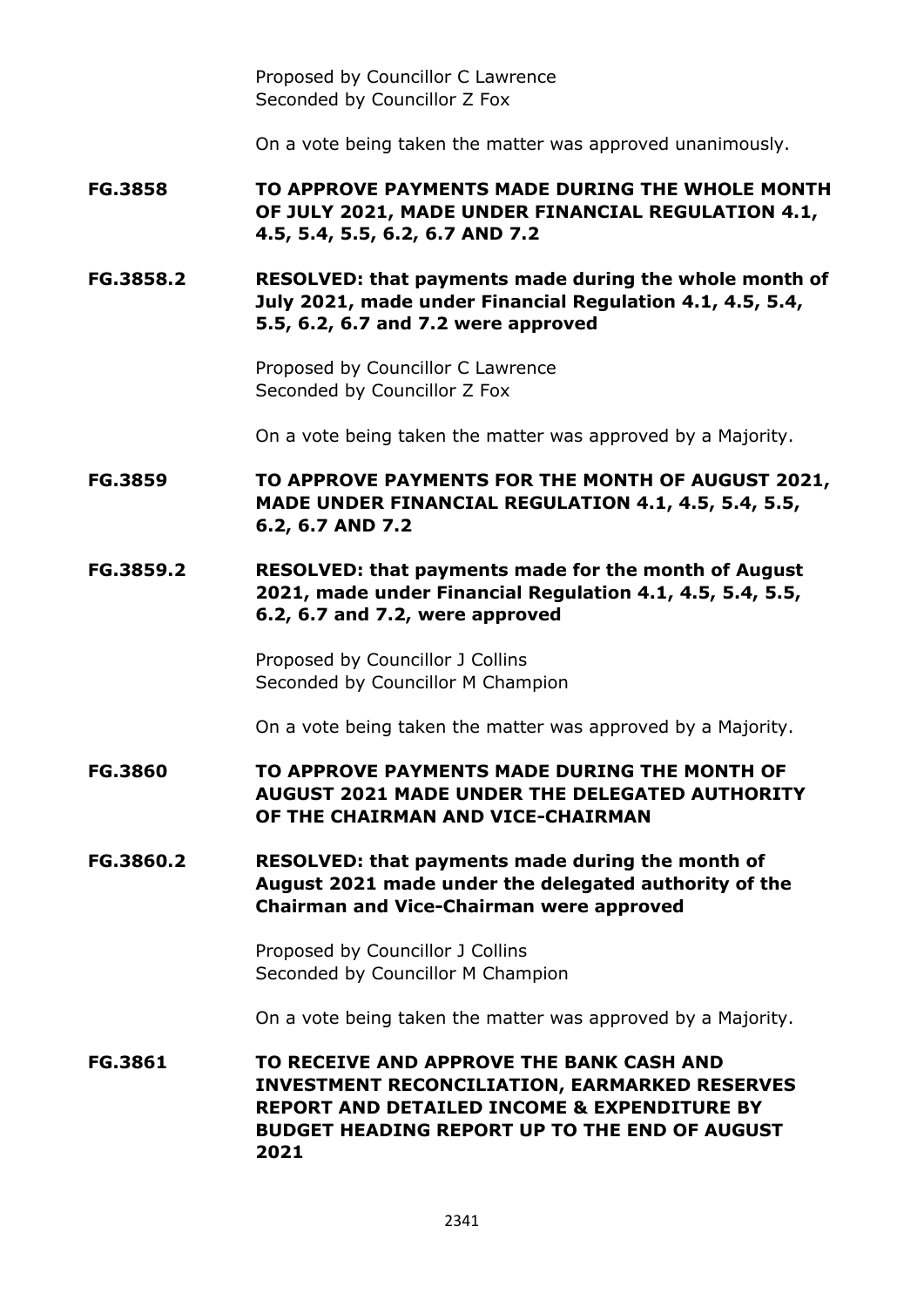Proposed by Councillor C Lawrence
Seconded by Councillor Z Fox

On a vote being taken the matter was approved unanimously.

**FG.3858 TO APPROVE PAYMENTS MADE DURING THE WHOLE MONTH OF JULY 2021, MADE UNDER FINANCIAL REGULATION 4.1, 4.5, 5.4, 5.5, 6.2, 6.7 AND 7.2**

**FG.3858.2 RESOLVED: that payments made during the whole month of July 2021, made under Financial Regulation 4.1, 4.5, 5.4, 5.5, 6.2, 6.7 and 7.2 were approved**

Proposed by Councillor C Lawrence
Seconded by Councillor Z Fox

On a vote being taken the matter was approved by a Majority.

**FG.3859 TO APPROVE PAYMENTS FOR THE MONTH OF AUGUST 2021, MADE UNDER FINANCIAL REGULATION 4.1, 4.5, 5.4, 5.5, 6.2, 6.7 AND 7.2**

**FG.3859.2 RESOLVED: that payments made for the month of August 2021, made under Financial Regulation 4.1, 4.5, 5.4, 5.5, 6.2, 6.7 and 7.2, were approved**

Proposed by Councillor J Collins
Seconded by Councillor M Champion

On a vote being taken the matter was approved by a Majority.

**FG.3860 TO APPROVE PAYMENTS MADE DURING THE MONTH OF AUGUST 2021 MADE UNDER THE DELEGATED AUTHORITY OF THE CHAIRMAN AND VICE-CHAIRMAN**

**FG.3860.2 RESOLVED: that payments made during the month of August 2021 made under the delegated authority of the Chairman and Vice-Chairman were approved**

Proposed by Councillor J Collins
Seconded by Councillor M Champion

On a vote being taken the matter was approved by a Majority.

**FG.3861 TO RECEIVE AND APPROVE THE BANK CASH AND INVESTMENT RECONCILIATION, EARMARKED RESERVES REPORT AND DETAILED INCOME & EXPENDITURE BY BUDGET HEADING REPORT UP TO THE END OF AUGUST 2021**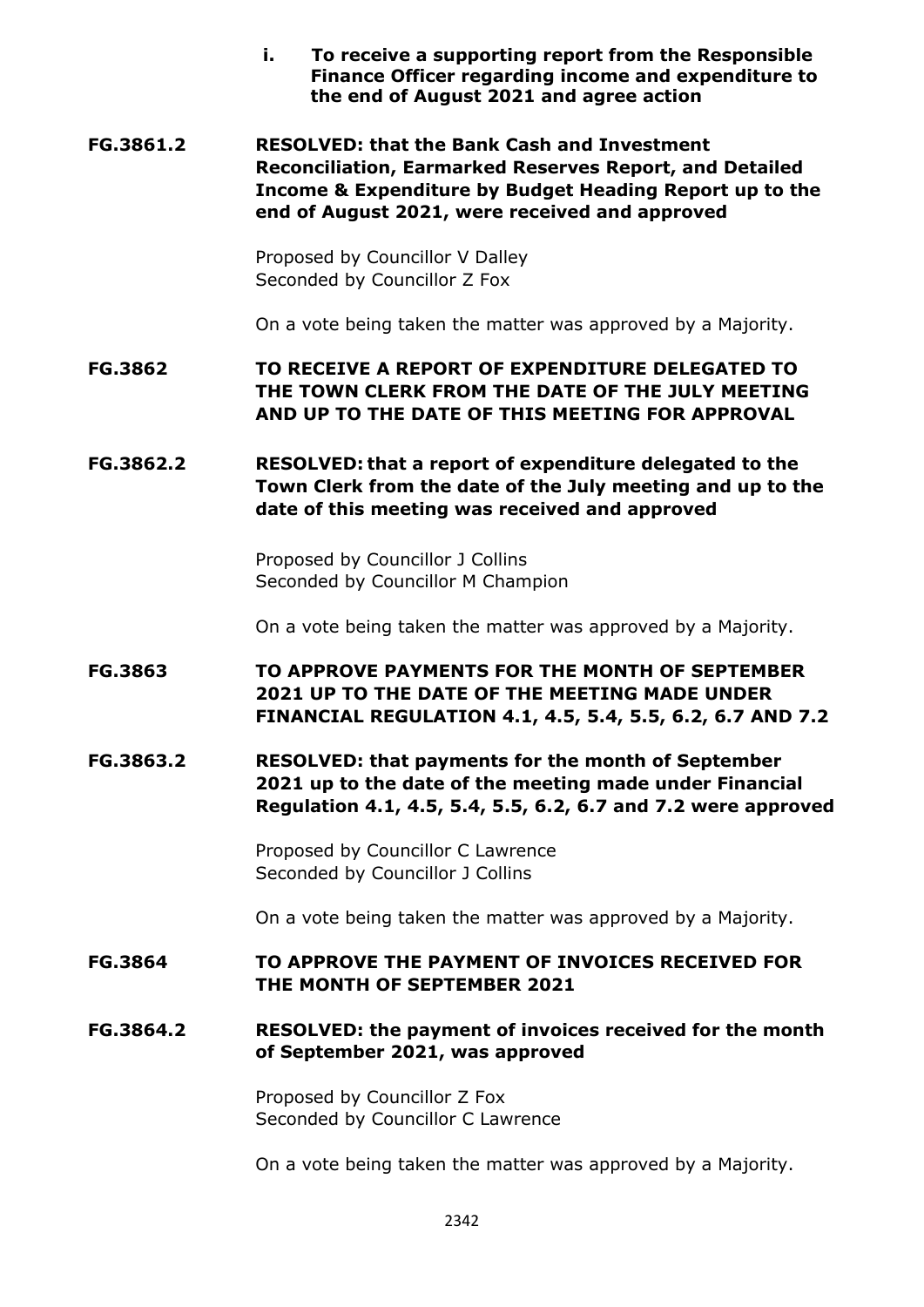**i. To receive a supporting report from the Responsible Finance Officer regarding income and expenditure to the end of August 2021 and agree action**

**FG.3861.2** **RESOLVED: that the Bank Cash and Investment Reconciliation, Earmarked Reserves Report, and Detailed Income & Expenditure by Budget Heading Report up to the end of August 2021, were received and approved**

Proposed by Councillor V Dalley
Seconded by Councillor Z Fox

On a vote being taken the matter was approved by a Majority.

**FG.3862** **TO RECEIVE A REPORT OF EXPENDITURE DELEGATED TO THE TOWN CLERK FROM THE DATE OF THE JULY MEETING AND UP TO THE DATE OF THIS MEETING FOR APPROVAL**

**FG.3862.2** **RESOLVED: that a report of expenditure delegated to the Town Clerk from the date of the July meeting and up to the date of this meeting was received and approved**

Proposed by Councillor J Collins
Seconded by Councillor M Champion

On a vote being taken the matter was approved by a Majority.

**FG.3863** **TO APPROVE PAYMENTS FOR THE MONTH OF SEPTEMBER 2021 UP TO THE DATE OF THE MEETING MADE UNDER FINANCIAL REGULATION 4.1, 4.5, 5.4, 5.5, 6.2, 6.7 AND 7.2**

**FG.3863.2** **RESOLVED: that payments for the month of September 2021 up to the date of the meeting made under Financial Regulation 4.1, 4.5, 5.4, 5.5, 6.2, 6.7 and 7.2 were approved**

Proposed by Councillor C Lawrence
Seconded by Councillor J Collins

On a vote being taken the matter was approved by a Majority.

**FG.3864** **TO APPROVE THE PAYMENT OF INVOICES RECEIVED FOR THE MONTH OF SEPTEMBER 2021**

**FG.3864.2** **RESOLVED: the payment of invoices received for the month of September 2021, was approved**

Proposed by Councillor Z Fox
Seconded by Councillor C Lawrence

On a vote being taken the matter was approved by a Majority.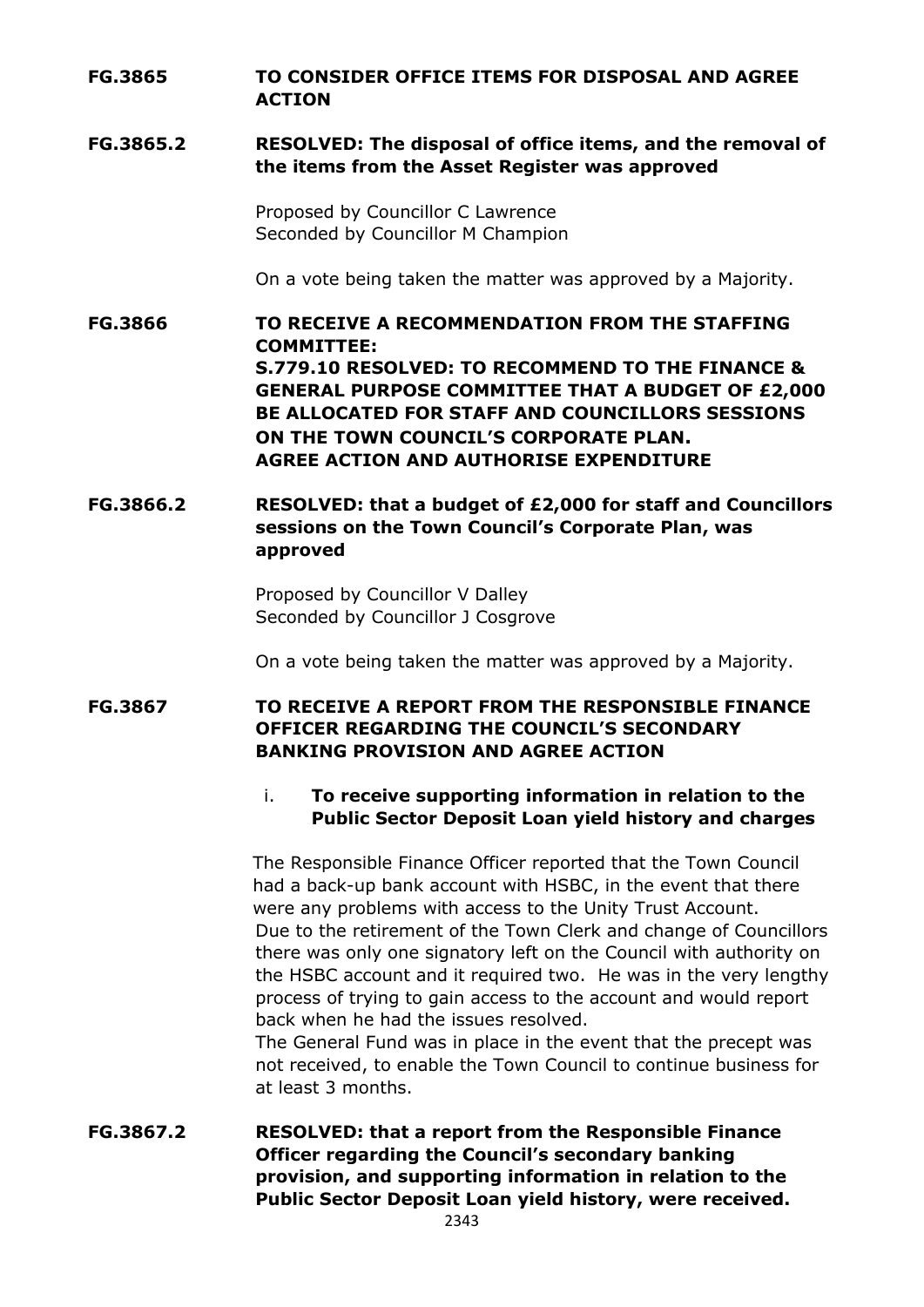**FG.3865 TO CONSIDER OFFICE ITEMS FOR DISPOSAL AND AGREE ACTION**

**FG.3865.2 RESOLVED: The disposal of office items, and the removal of the items from the Asset Register was approved**

Proposed by Councillor C Lawrence
Seconded by Councillor M Champion

On a vote being taken the matter was approved by a Majority.

**FG.3866 TO RECEIVE A RECOMMENDATION FROM THE STAFFING COMMITTEE:
S.779.10 RESOLVED: TO RECOMMEND TO THE FINANCE & GENERAL PURPOSE COMMITTEE THAT A BUDGET OF £2,000 BE ALLOCATED FOR STAFF AND COUNCILLORS SESSIONS ON THE TOWN COUNCIL'S CORPORATE PLAN.
AGREE ACTION AND AUTHORISE EXPENDITURE**

**FG.3866.2 RESOLVED: that a budget of £2,000 for staff and Councillors sessions on the Town Council's Corporate Plan, was approved**

Proposed by Councillor V Dalley
Seconded by Councillor J Cosgrove

On a vote being taken the matter was approved by a Majority.

**FG.3867 TO RECEIVE A REPORT FROM THE RESPONSIBLE FINANCE OFFICER REGARDING THE COUNCIL'S SECONDARY BANKING PROVISION AND AGREE ACTION**

i. **To receive supporting information in relation to the Public Sector Deposit Loan yield history and charges**

The Responsible Finance Officer reported that the Town Council had a back-up bank account with HSBC, in the event that there were any problems with access to the Unity Trust Account.
Due to the retirement of the Town Clerk and change of Councillors there was only one signatory left on the Council with authority on the HSBC account and it required two. He was in the very lengthy process of trying to gain access to the account and would report back when he had the issues resolved.
The General Fund was in place in the event that the precept was not received, to enable the Town Council to continue business for at least 3 months.

**FG.3867.2 RESOLVED: that a report from the Responsible Finance Officer regarding the Council's secondary banking provision, and supporting information in relation to the Public Sector Deposit Loan yield history, were received.**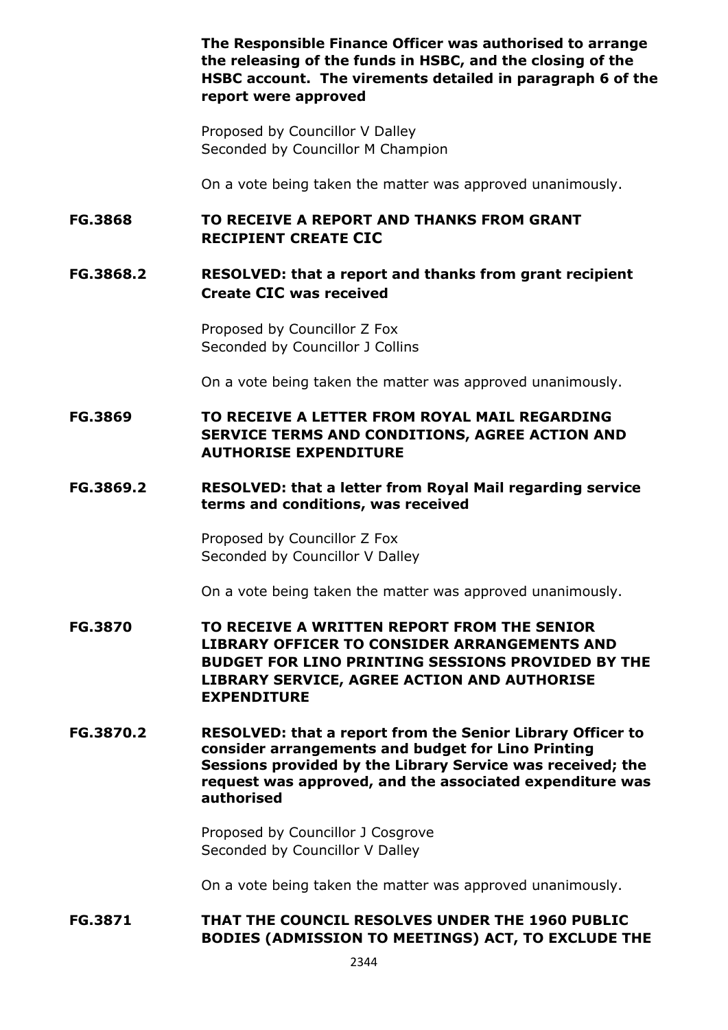**The Responsible Finance Officer was authorised to arrange the releasing of the funds in HSBC, and the closing of the HSBC account. The virements detailed in paragraph 6 of the report were approved**

Proposed by Councillor V Dalley
Seconded by Councillor M Champion

On a vote being taken the matter was approved unanimously.

**FG.3868 TO RECEIVE A REPORT AND THANKS FROM GRANT RECIPIENT CREATE CIC**

**FG.3868.2 RESOLVED: that a report and thanks from grant recipient Create CIC was received**

Proposed by Councillor Z Fox
Seconded by Councillor J Collins

On a vote being taken the matter was approved unanimously.

**FG.3869 TO RECEIVE A LETTER FROM ROYAL MAIL REGARDING SERVICE TERMS AND CONDITIONS, AGREE ACTION AND AUTHORISE EXPENDITURE**

**FG.3869.2 RESOLVED: that a letter from Royal Mail regarding service terms and conditions, was received**

Proposed by Councillor Z Fox
Seconded by Councillor V Dalley

On a vote being taken the matter was approved unanimously.

**FG.3870 TO RECEIVE A WRITTEN REPORT FROM THE SENIOR LIBRARY OFFICER TO CONSIDER ARRANGEMENTS AND BUDGET FOR LINO PRINTING SESSIONS PROVIDED BY THE LIBRARY SERVICE, AGREE ACTION AND AUTHORISE EXPENDITURE**

**FG.3870.2 RESOLVED: that a report from the Senior Library Officer to consider arrangements and budget for Lino Printing Sessions provided by the Library Service was received; the request was approved, and the associated expenditure was authorised**

Proposed by Councillor J Cosgrove
Seconded by Councillor V Dalley

On a vote being taken the matter was approved unanimously.

**FG.3871 THAT THE COUNCIL RESOLVES UNDER THE 1960 PUBLIC BODIES (ADMISSION TO MEETINGS) ACT, TO EXCLUDE THE**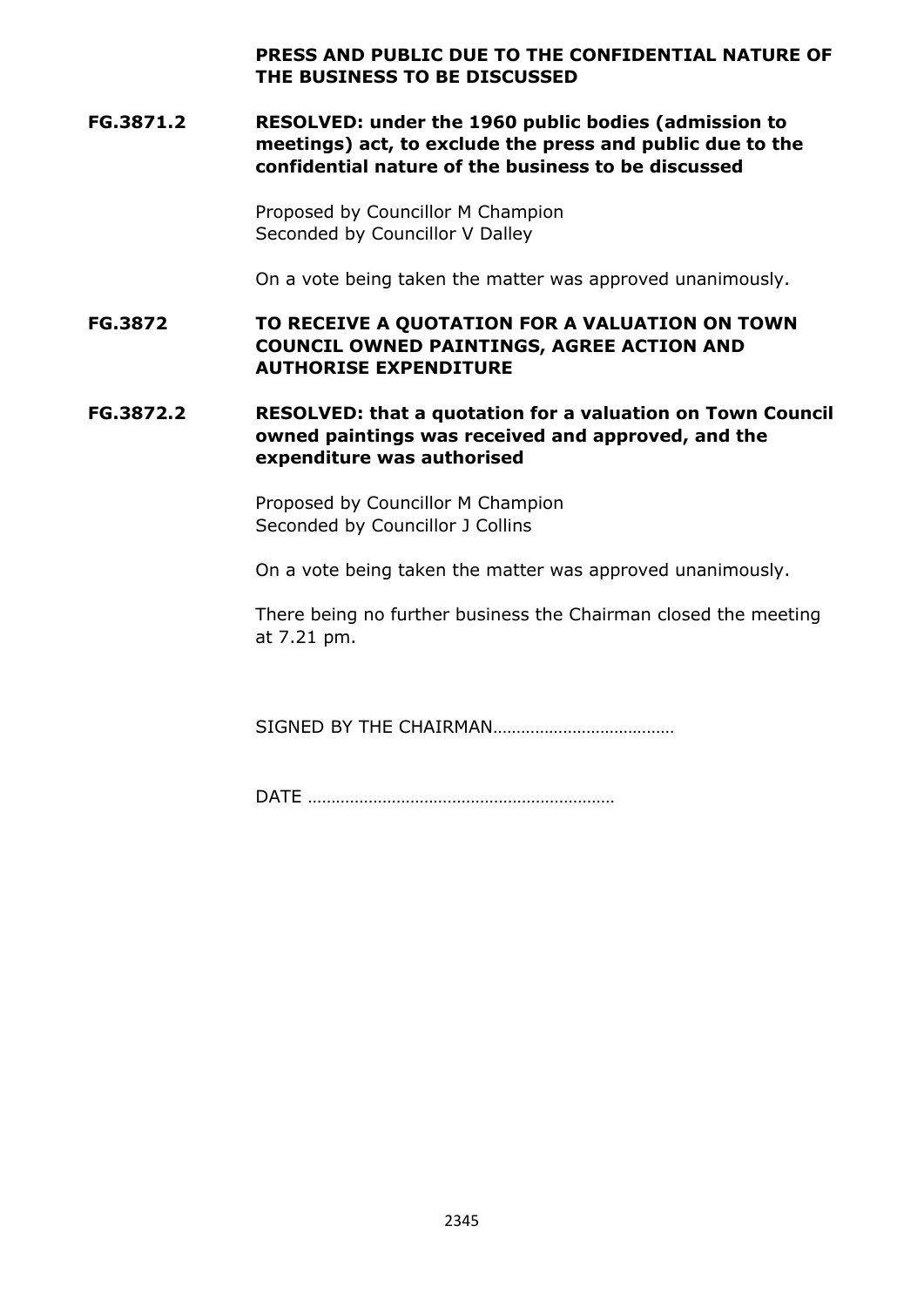**PRESS AND PUBLIC DUE TO THE CONFIDENTIAL NATURE OF THE BUSINESS TO BE DISCUSSED**

**FG.3871.2 RESOLVED: under the 1960 public bodies (admission to meetings) act, to exclude the press and public due to the confidential nature of the business to be discussed**

Proposed by Councillor M Champion
Seconded by Councillor V Dalley

On a vote being taken the matter was approved unanimously.

**FG.3872 TO RECEIVE A QUOTATION FOR A VALUATION ON TOWN COUNCIL OWNED PAINTINGS, AGREE ACTION AND AUTHORISE EXPENDITURE**

**FG.3872.2 RESOLVED: that a quotation for a valuation on Town Council owned paintings was received and approved, and the expenditure was authorised**

Proposed by Councillor M Champion
Seconded by Councillor J Collins

On a vote being taken the matter was approved unanimously.

There being no further business the Chairman closed the meeting at 7.21 pm.

SIGNED BY THE CHAIRMAN…………………………………

DATE …………………………………………………………